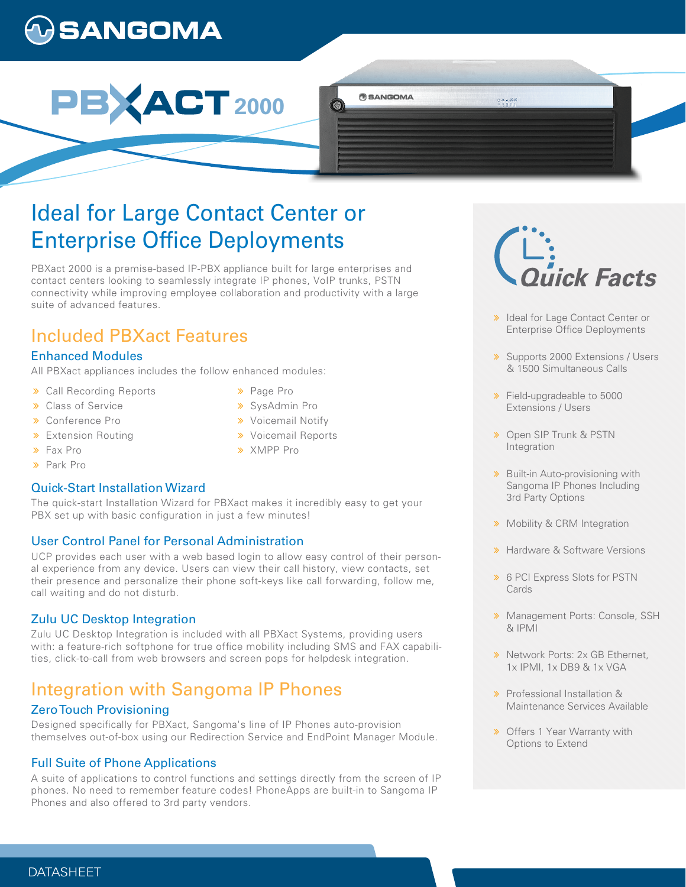# SANGOMA

# PBXACT 2000

## Ideal for Large Contact Center or Enterprise Office Deployments

PBXact 2000 is a premise-based IP-PBX appliance built for large enterprises and contact centers looking to seamlessly integrate IP phones, VoIP trunks, PSTN connectivity while improving employee collaboration and productivity with a large suite of advanced features.

## Included PBXact Features

### Enhanced Modules

All PBXact appliances includes the follow enhanced modules:

- Call Recording Reports
- Class of Service
- Conference Pro
- Extension Routing
- Fax Pro
- Park Pro
- Page Pro
- SysAdmin Pro
- Voicemail Notify
- Voicemail Reports
- XMPP Pro

### Quick-Start Installation Wizard

The quick-start Installation Wizard for PBXact makes it incredibly easy to get your PBX set up with basic configuration in just a few minutes!

### User Control Panel for Personal Administration

UCP provides each user with a web based login to allow easy control of their personal experience from any device. Users can view their call history, view contacts, set their presence and personalize their phone soft-keys like call forwarding, follow me, call waiting and do not disturb.

### Zulu UC Desktop Integration

Zulu UC Desktop Integration is included with all PBXact Systems, providing users with: a feature-rich softphone for true office mobility including SMS and FAX capabilities, click-to-call from web browsers and screen pops for helpdesk integration.

## Integration with Sangoma IP Phones

### Zero Touch Provisioning

Designed specifically for PBXact, Sangoma's line of IP Phones auto-provision themselves out-of-box using our Redirection Service and EndPoint Manager Module.

### Full Suite of Phone Applications

A suite of applications to control functions and settings directly from the screen of IP phones. No need to remember feature codes! PhoneApps are built-in to Sangoma IP Phones and also offered to 3rd party vendors.

## Quick Facts

- Ideal for Lage Contact Center or Enterprise Office Deployments
- Supports 2000 Extensions / Users & 1500 Simultaneous Calls
- Field-upgradeable to 5000 Extensions / Users
- Open SIP Trunk & PSTN Integration
- Built-in Auto-provisioning with Sangoma IP Phones Including 3rd Party Options
- Mobility & CRM Integration
- Hardware & Software Versions
- 6 PCI Express Slots for PSTN Cards
- Management Ports: Console, SSH & IPMI
- Network Ports: 2x GB Ethernet, 1x IPMI, 1x DB9 & 1x VGA
- Professional Installation & Maintenance Services Available
- Offers 1 Year Warranty with Options to Extend

DATASHEET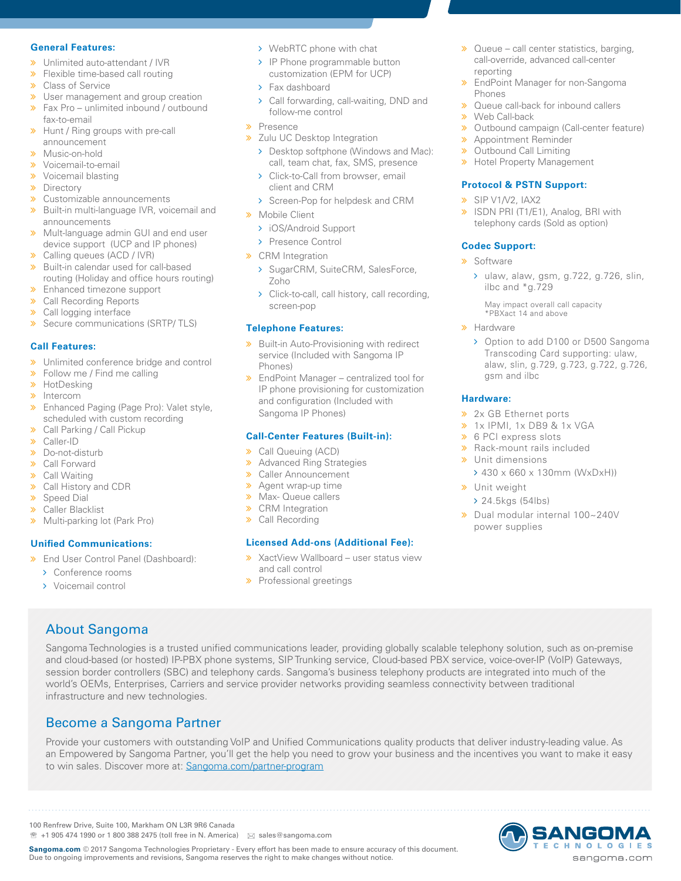## General Features:

- Unlimited auto-attendant / IVR
- Flexible time-based call routing
- Class of Service
- User management and group creation
- Fax Pro – unlimited inbound / outbound fax-to-email
- Hunt / Ring groups with pre-call announcement
- Music-on-hold
- Voicemail-to-email
- Voicemail blasting
- Directory
- Customizable announcements
- Built-in multi-language IVR, voicemail and announcements
- Mult-language admin GUI and end user device support (UCP and IP phones)
- Calling queues (ACD / IVR)
- Built-in calendar used for call-based routing (Holiday and office hours routing)
- Enhanced timezone support
- Call Recording Reports
- Call logging interface
- Secure communications (SRTP/ TLS)

## Call Features:

- Unlimited conference bridge and control
- Follow me / Find me calling
- HotDesking
- Intercom
- Enhanced Paging (Page Pro): Valet style, scheduled with custom recording
- Call Parking / Call Pickup
- Caller-ID
- Do-not-disturb
- Call Forward
- Call Waiting
- Call History and CDR
- Speed Dial
- Caller Blacklist
- Multi-parking lot (Park Pro)

## Unified Communications:

- End User Control Panel (Dashboard):
  - Conference rooms
  - Voicemail control
  - WebRTC phone with chat
  - IP Phone programmable button customization (EPM for UCP)
  - Fax dashboard
  - Call forwarding, call-waiting, DND and follow-me control
- Presence
- Zulu UC Desktop Integration
  - Desktop softphone (Windows and Mac): call, team chat, fax, SMS, presence
  - Click-to-Call from browser, email client and CRM
  - Screen-Pop for helpdesk and CRM
- Mobile Client
  - iOS/Android Support
  - Presence Control
- CRM Integration
  - SugarCRM, SuiteCRM, SalesForce, Zoho
  - Click-to-call, call history, call recording, screen-pop

## Telephone Features:

- Built-in Auto-Provisioning with redirect service (Included with Sangoma IP Phones)
- EndPoint Manager – centralized tool for IP phone provisioning for customization and configuration (Included with Sangoma IP Phones)

## Call-Center Features (Built-in):

- Call Queuing (ACD)
- Advanced Ring Strategies
- Caller Announcement
- Agent wrap-up time
- Max- Queue callers
- CRM Integration
- Call Recording

## Licensed Add-ons (Additional Fee):

- XactView Wallboard – user status view and call control
- Professional greetings
- Queue – call center statistics, barging, call-override, advanced call-center reporting
- EndPoint Manager for non-Sangoma Phones
- Queue call-back for inbound callers
- Web Call-back
- Outbound campaign (Call-center feature)
- Appointment Reminder
- Outbound Call Limiting
- Hotel Property Management

## Protocol & PSTN Support:

- SIP V1/V2, IAX2
- ISDN PRI (T1/E1), Analog, BRI with telephony cards (Sold as option)

## Codec Support:

- Software
  - ulaw, alaw, gsm, g.722, g.726, slin, ilbc and *g.729

    May impact overall call capacity
    *PBXact 14 and above
- Hardware
  - Option to add D100 or D500 Sangoma Transcoding Card supporting: ulaw, alaw, slin, g.729, g.723, g.722, g.726, gsm and ilbc

## Hardware:

- 2x GB Ethernet ports
- 1x IPMI, 1x DB9 & 1x VGA
- 6 PCI express slots
- Rack-mount rails included
- Unit dimensions
  - 430 x 660 x 130mm (WxDxH))
- Unit weight
  - 24.5kgs (54lbs)
- Dual modular internal 100~240V power supplies

## About Sangoma

Sangoma Technologies is a trusted unified communications leader, providing globally scalable telephony solution, such as on-premise and cloud-based (or hosted) IP-PBX phone systems, SIP Trunking service, Cloud-based PBX service, voice-over-IP (VoIP) Gateways, session border controllers (SBC) and telephony cards. Sangoma's business telephony products are integrated into much of the world's OEMs, Enterprises, Carriers and service provider networks providing seamless connectivity between traditional infrastructure and new technologies.

## Become a Sangoma Partner

Provide your customers with outstanding VoIP and Unified Communications quality products that deliver industry-leading value. As an Empowered by Sangoma Partner, you'll get the help you need to grow your business and the incentives you want to make it easy to win sales. Discover more at: Sangoma.com/partner-program

100 Renfrew Drive, Suite 100, Markham ON L3R 9R6 Canada
+1 905 474 1990 or 1 800 388 2475 (toll free in N. America) sales@sangoma.com

**Sangoma.com** © 2017 Sangoma Technologies Proprietary - Every effort has been made to ensure accuracy of this document. Due to ongoing improvements and revisions, Sangoma reserves the right to make changes without notice.

SANGOMA TECHNOLOGIES
sangoma.com